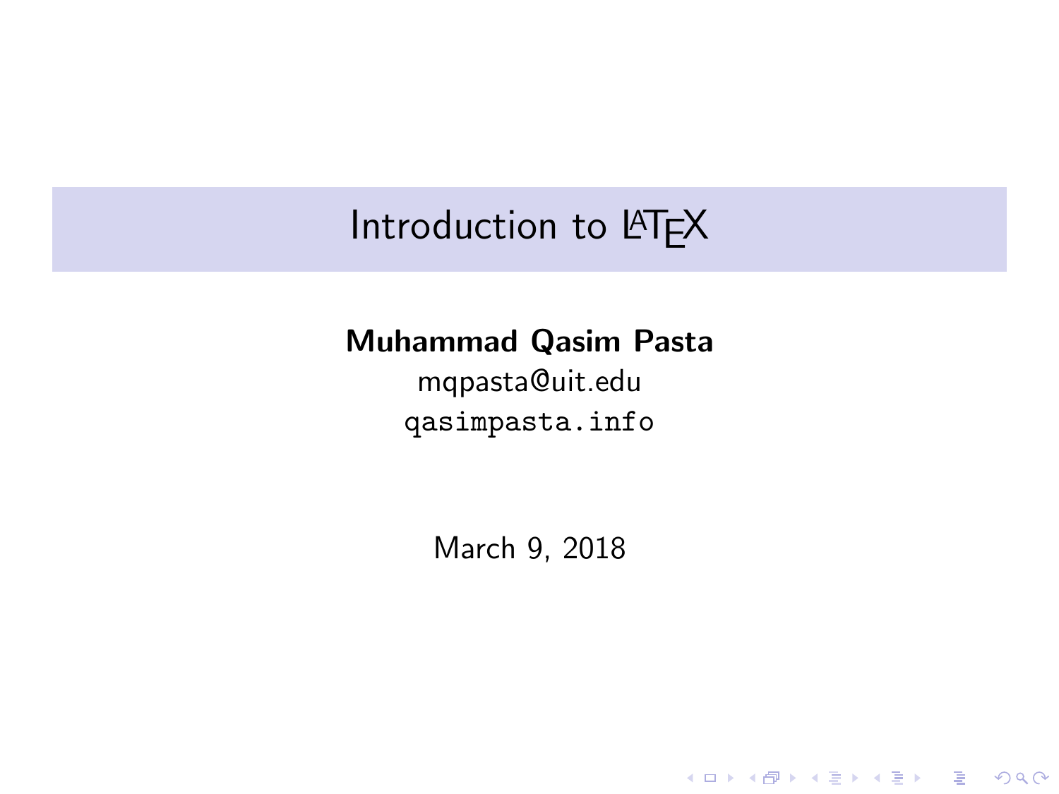# Introduction to LaTeX

**Muhammad Qasim Pasta**

mqpasta@uit.edu

qasimpasta.info

March 9, 2018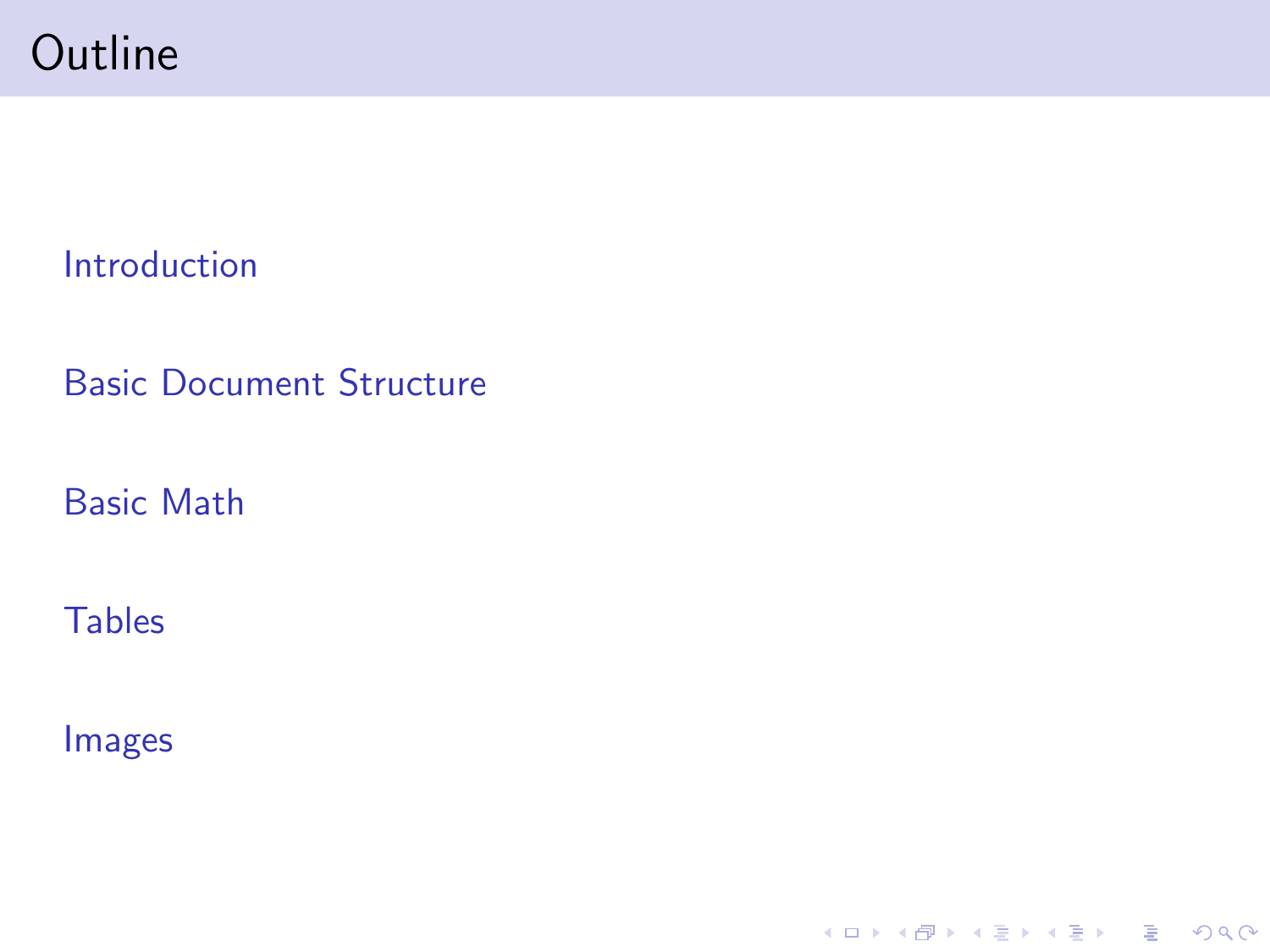# Outline

- Introduction
- Basic Document Structure
- Basic Math
- Tables
- Images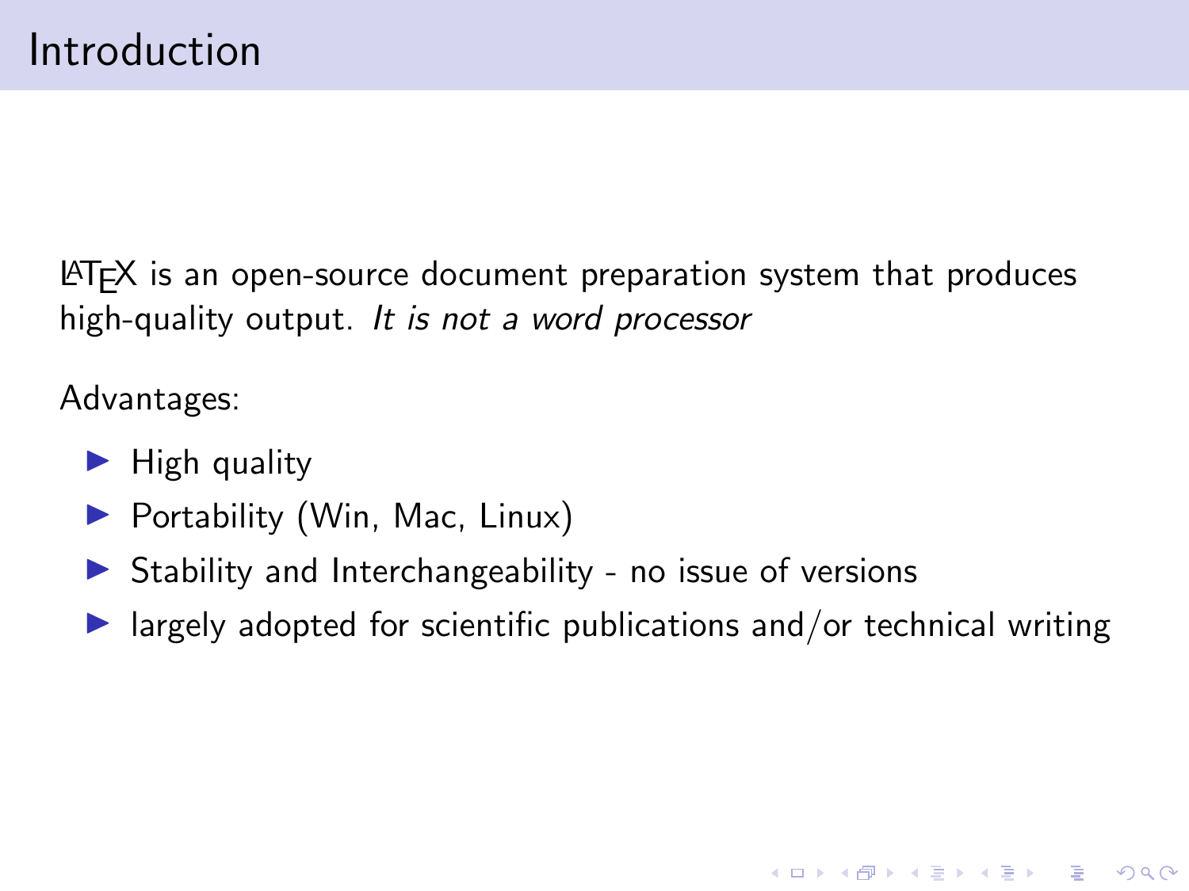# Introduction

LaTeX is an open-source document preparation system that produces high-quality output. *It is not a word processor*

Advantages:

- High quality
- Portability (Win, Mac, Linux)
- Stability and Interchangeability - no issue of versions
- largely adopted for scientific publications and/or technical writing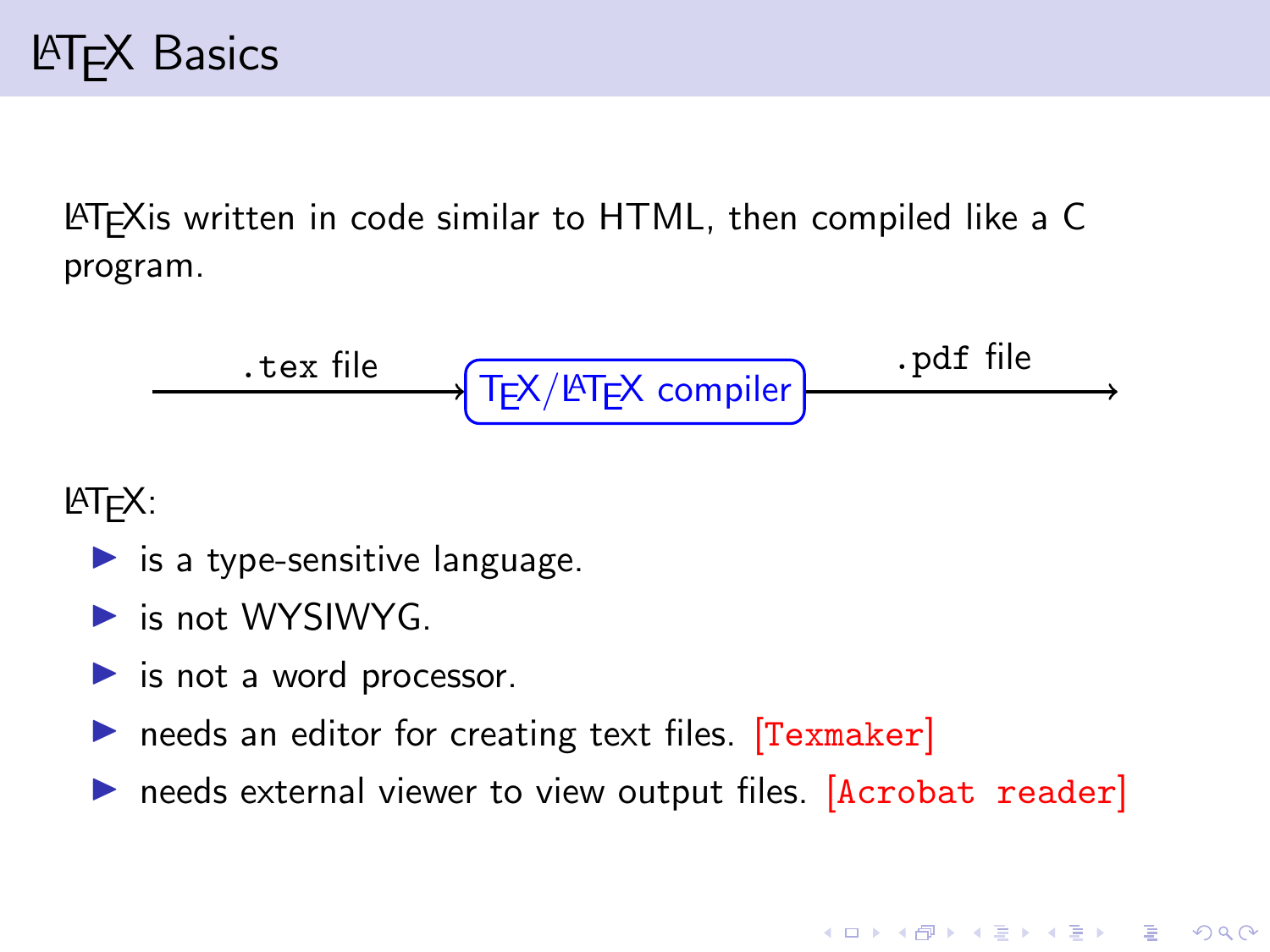# LaTeX Basics

LaTeXis written in code similar to HTML, then compiled like a C program.

`.tex` file → TeX/LaTeX compiler → `.pdf` file

LaTeX:

- is a type-sensitive language.
- is not WYSIWYG.
- is not a word processor.
- needs an editor for creating text files. [`Texmaker`]
- needs external viewer to view output files. [`Acrobat reader`]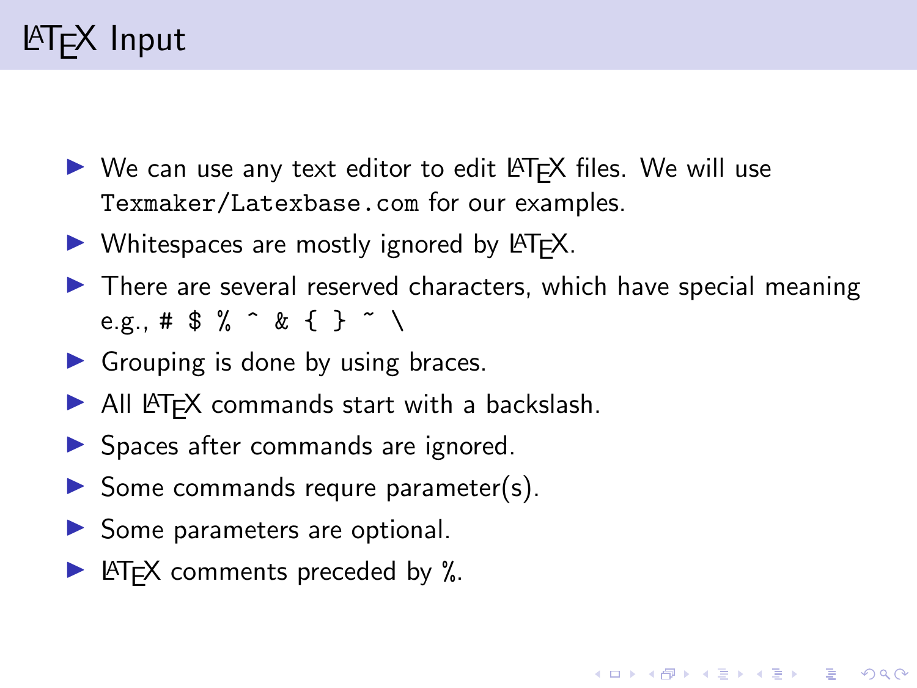# LaTeX Input

- We can use any text editor to edit LaTeX files. We will use `Texmaker/Latexbase.com` for our examples.
- Whitespaces are mostly ignored by LaTeX.
- There are several reserved characters, which have special meaning e.g., `# $ % ^ & { } ~ \`
- Grouping is done by using braces.
- All LaTeX commands start with a backslash.
- Spaces after commands are ignored.
- Some commands requre parameter(s).
- Some parameters are optional.
- LaTeX comments preceded by %.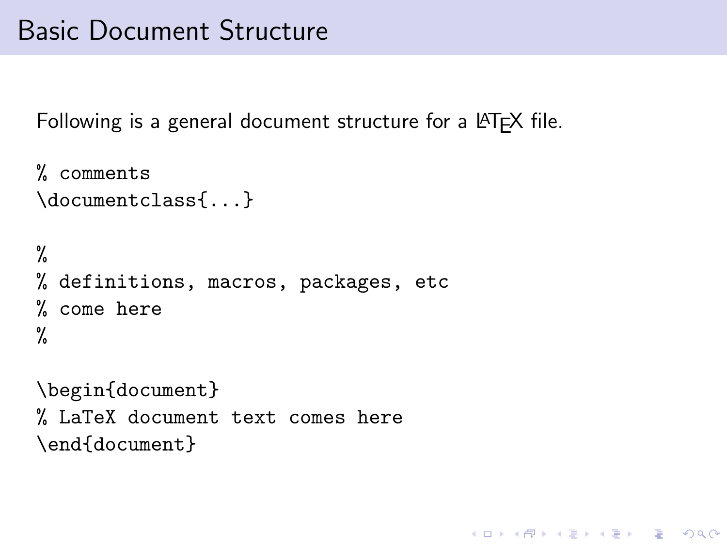# Basic Document Structure

Following is a general document structure for a LaTeX file.

```
% comments
\documentclass{...}

%
% definitions, macros, packages, etc
% come here
%

\begin{document}
% LaTeX document text comes here
\end{document}
```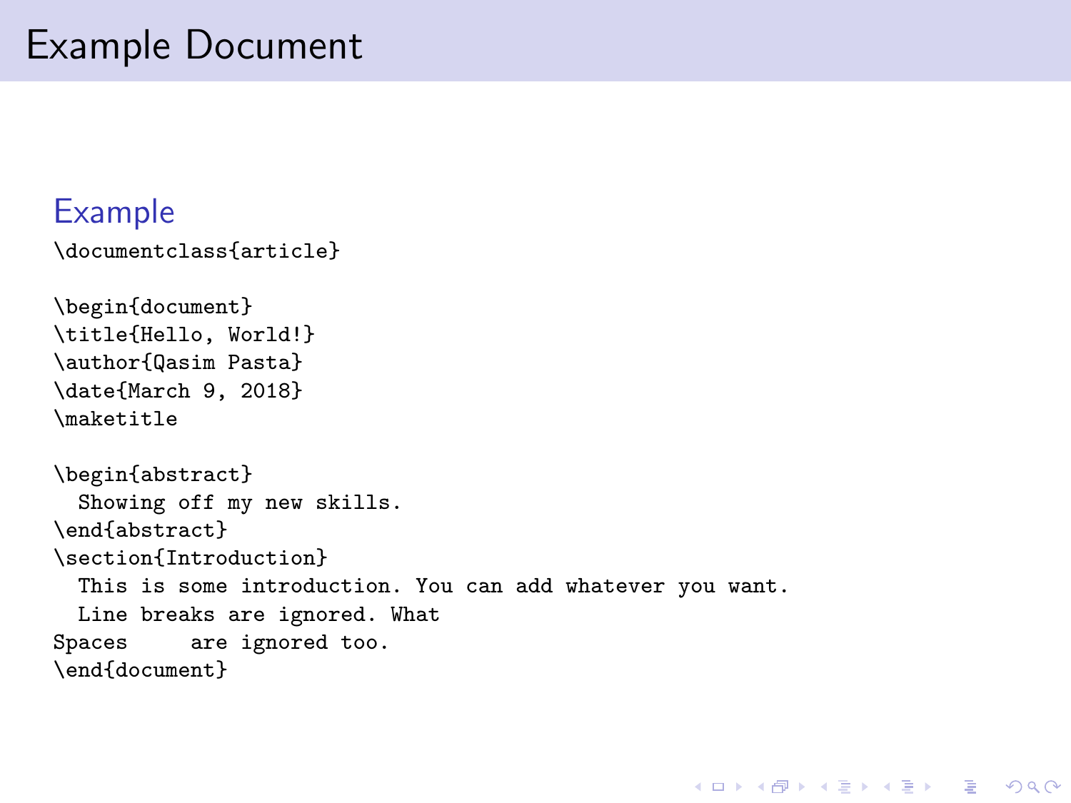# Example Document

## Example

```
\documentclass{article}

\begin{document}
\title{Hello, World!}
\author{Qasim Pasta}
\date{March 9, 2018}
\maketitle

\begin{abstract}
  Showing off my new skills.
\end{abstract}
\section{Introduction}
  This is some introduction. You can add whatever you want.
  Line breaks are ignored. What
Spaces     are ignored too.
\end{document}
```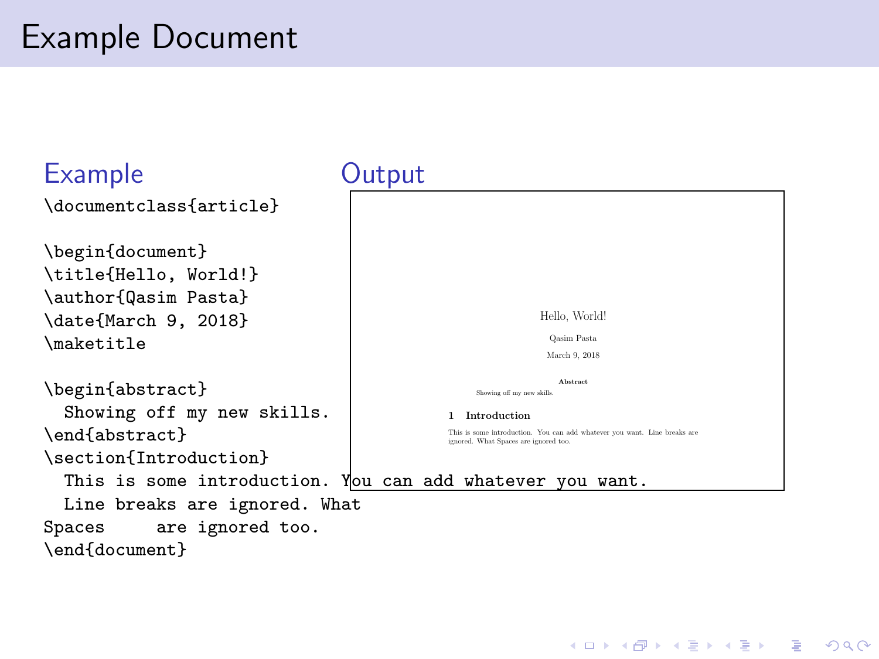# Example Document

## Example

```
\documentclass{article}

\begin{document}
\title{Hello, World!}
\author{Qasim Pasta}
\date{March 9, 2018}
\maketitle

\begin{abstract}
  Showing off my new skills.
\end{abstract}
\section{Introduction}
  This is some introduction. You can add whatever you want.
  Line breaks are ignored. What
Spaces      are ignored too.
\end{document}
```

## Output

Hello, World!

Qasim Pasta

March 9, 2018

**Abstract**

Showing off my new skills.

**1 Introduction**

This is some introduction. You can add whatever you want. Line breaks are ignored. What Spaces are ignored too.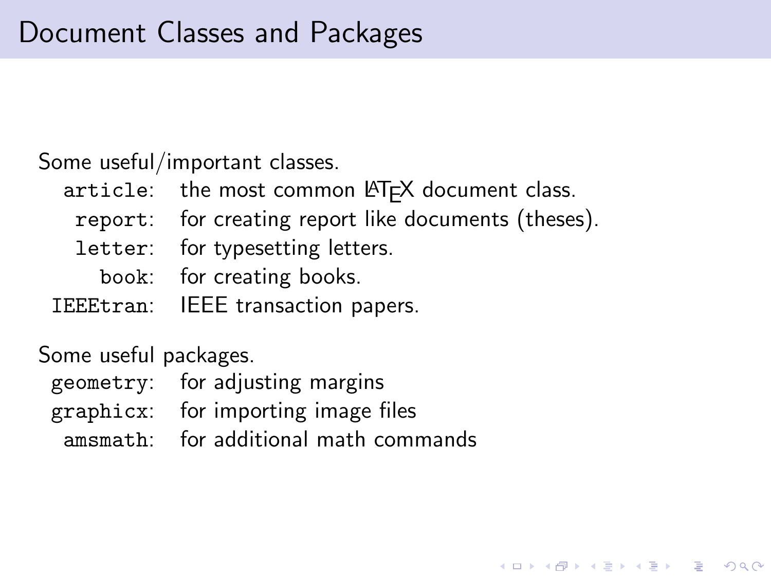# Document Classes and Packages

Some useful/important classes.

- `article`: the most common LaTeX document class.
- `report`: for creating report like documents (theses).
- `letter`: for typesetting letters.
- `book`: for creating books.
- `IEEEtran`: IEEE transaction papers.

Some useful packages.

- `geometry`: for adjusting margins
- `graphicx`: for importing image files
- `amsmath`: for additional math commands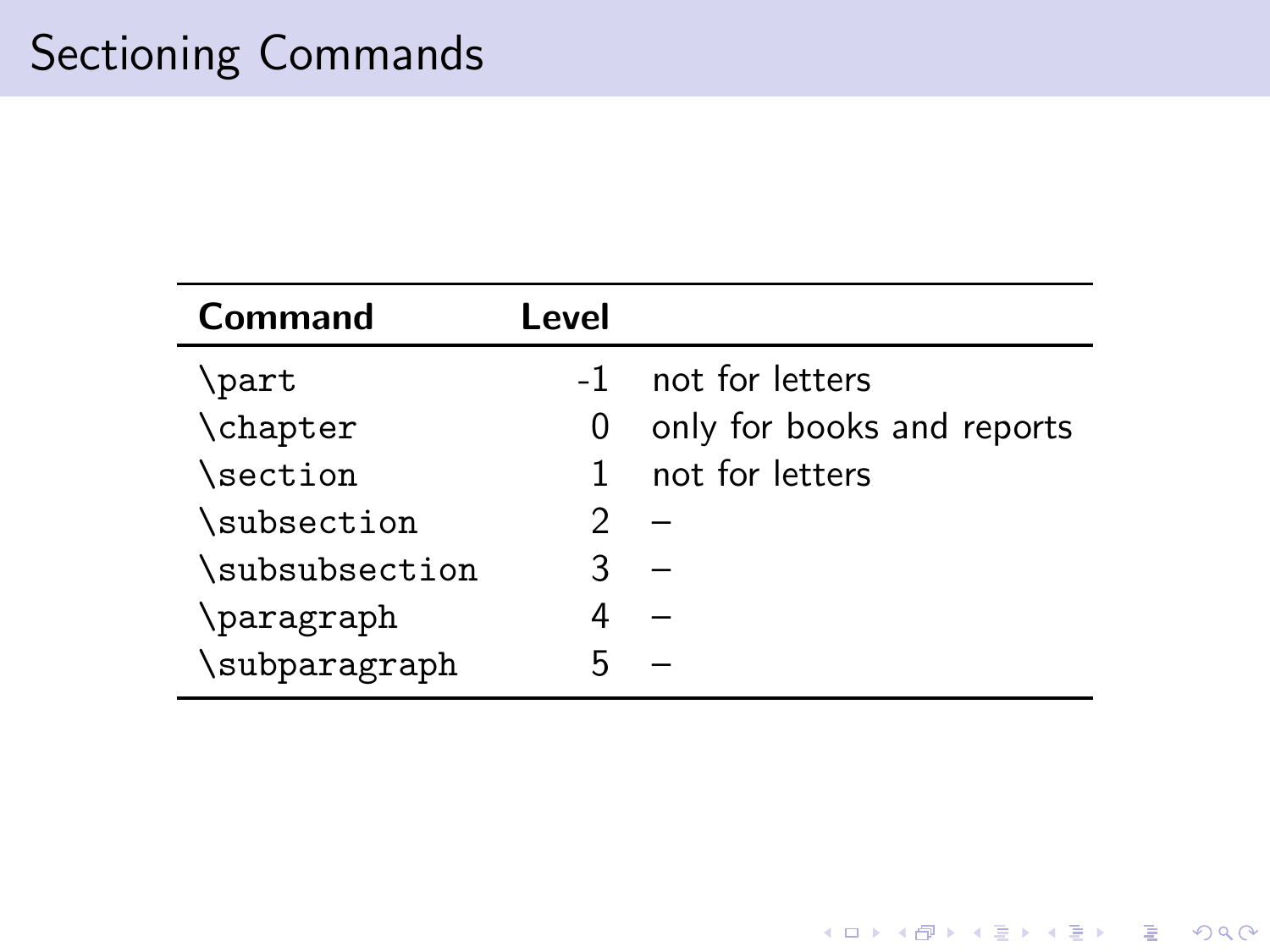# Sectioning Commands

| Command | Level | |
|---|---|---|
| `\part` | -1 | not for letters |
| `\chapter` | 0 | only for books and reports |
| `\section` | 1 | not for letters |
| `\subsection` | 2 | – |
| `\subsubsection` | 3 | – |
| `\paragraph` | 4 | – |
| `\subparagraph` | 5 | – |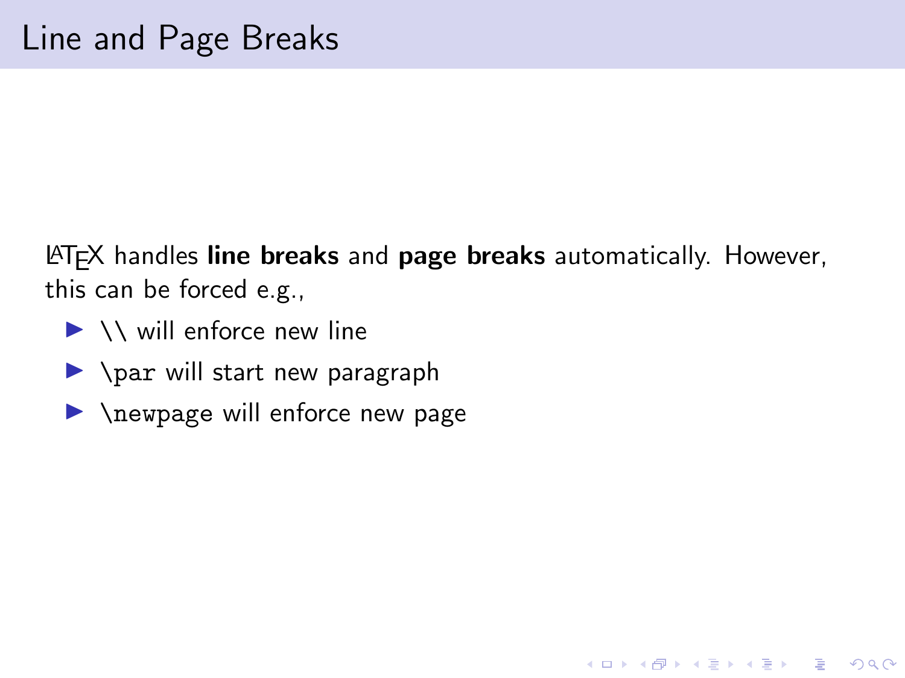# Line and Page Breaks

LaTeX handles **line breaks** and **page breaks** automatically. However, this can be forced e.g.,

- `\\` will enforce new line
- `\par` will start new paragraph
- `\newpage` will enforce new page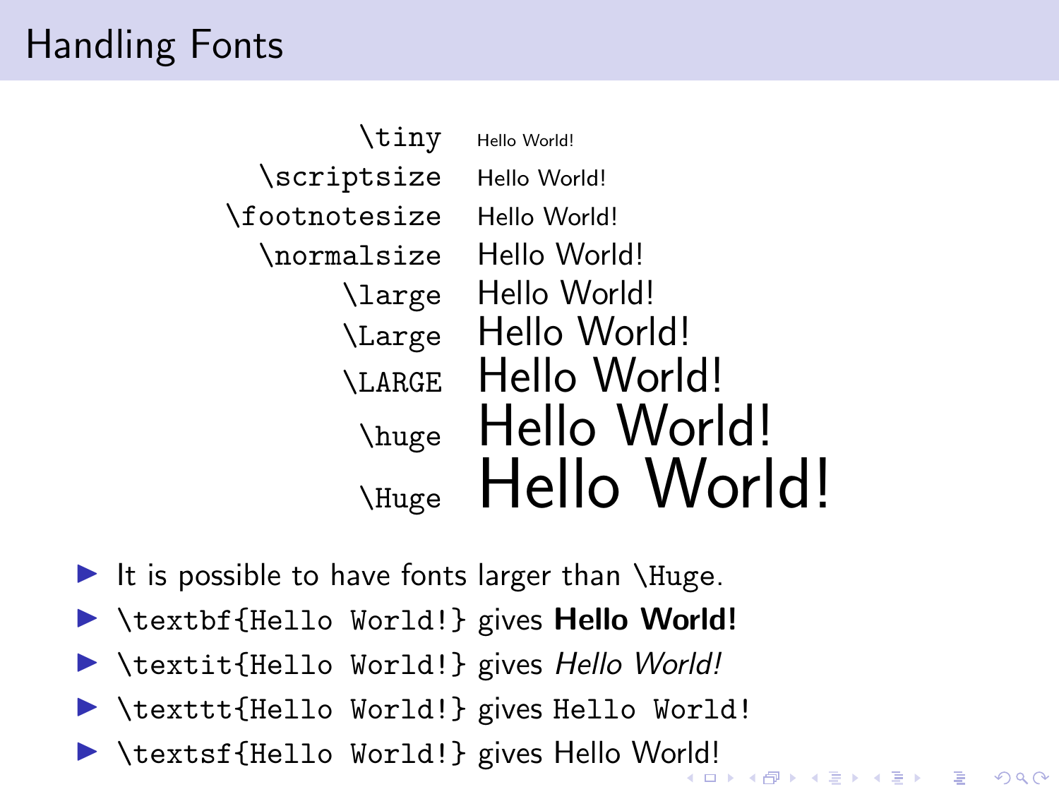# Handling Fonts

| | |
|---|---|
| `\tiny` | Hello World! |
| `\scriptsize` | Hello World! |
| `\footnotesize` | Hello World! |
| `\normalsize` | Hello World! |
| `\large` | Hello World! |
| `\Large` | Hello World! |
| `\LARGE` | Hello World! |
| `\huge` | Hello World! |
| `\Huge` | Hello World! |

- It is possible to have fonts larger than `\Huge`.
- `\textbf{Hello World!}` gives **Hello World!**
- `\textit{Hello World!}` gives *Hello World!*
- `\texttt{Hello World!}` gives `Hello World!`
- `\textsf{Hello World!}` gives Hello World!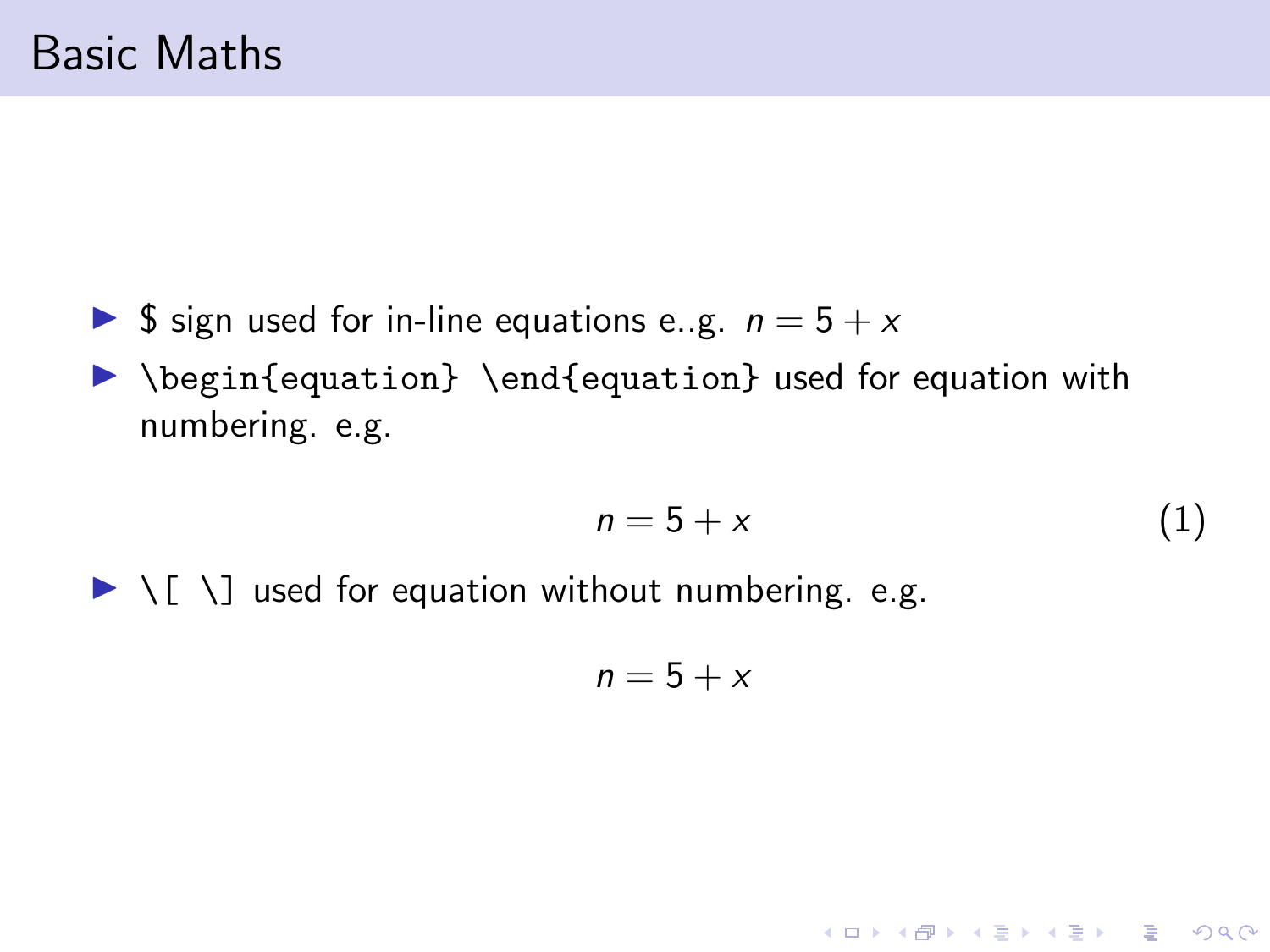# Basic Maths

- $ sign used for in-line equations e..g. $n = 5 + x$
- `\begin{equation} \end{equation}` used for equation with numbering. e.g.

$$n = 5 + x \tag{1}$$

- `\[ \]` used for equation without numbering. e.g.

$$n = 5 + x$$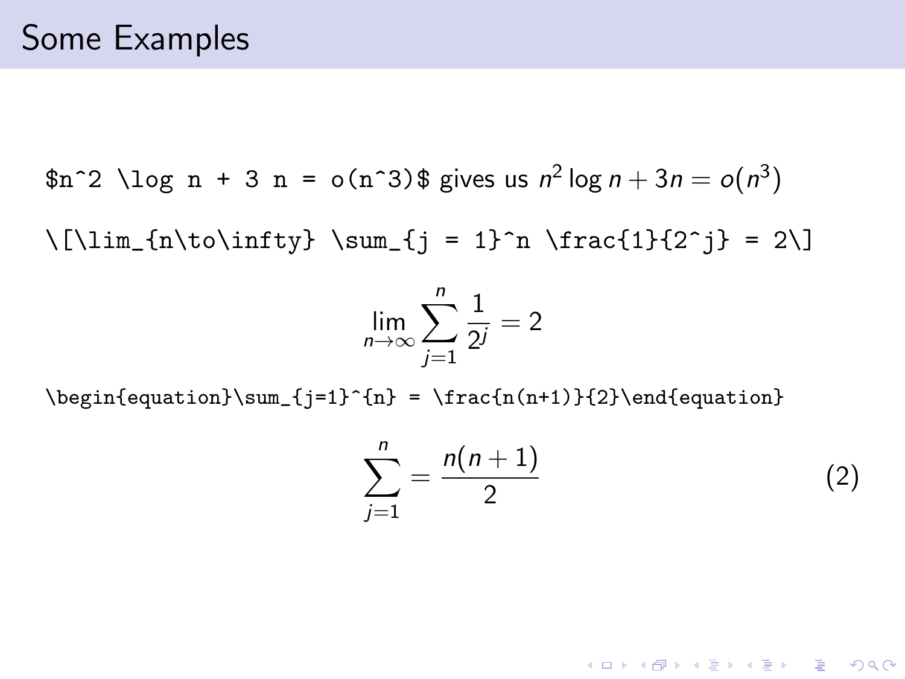# Some Examples

`$n^2 \log n + 3 n = o(n^3)$` gives us $n^2 \log n + 3n = o(n^3)$

`\[\lim_{n\to\infty} \sum_{j = 1}^n \frac{1}{2^j} = 2\]`

$$\lim_{n\to\infty} \sum_{j = 1}^n \frac{1}{2^j} = 2$$

`\begin{equation}\sum_{j=1}^{n} = \frac{n(n+1)}{2}\end{equation}`

$$\sum_{j=1}^{n} = \frac{n(n+1)}{2} \tag{2}$$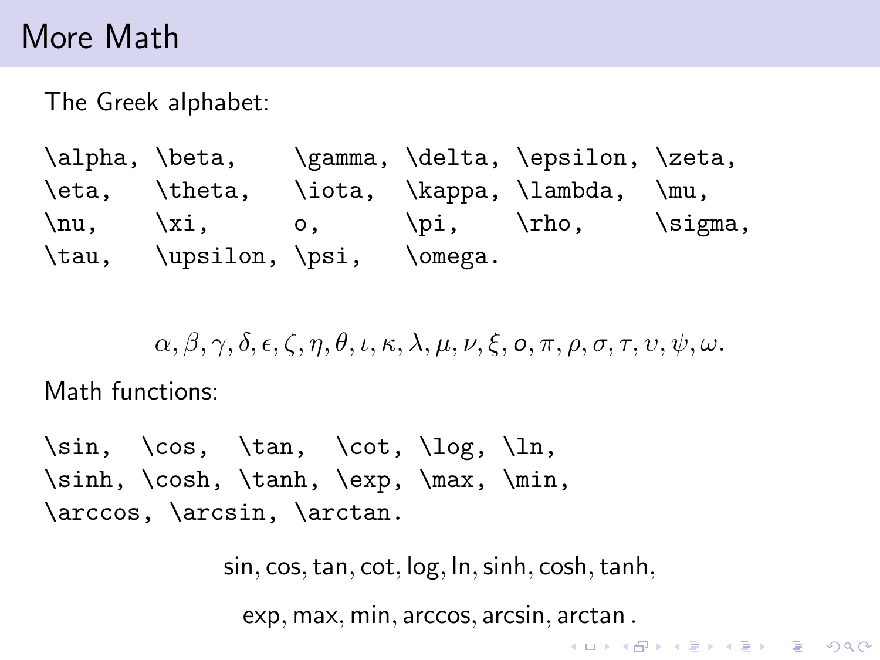# More Math

The Greek alphabet:

```
\alpha, \beta,    \gamma, \delta, \epsilon, \zeta,
\eta,   \theta,   \iota,  \kappa, \lambda,  \mu,
\nu,    \xi,      o,      \pi,    \rho,     \sigma,
\tau,   \upsilon, \psi,   \omega.
```

$$\alpha, \beta, \gamma, \delta, \epsilon, \zeta, \eta, \theta, \iota, \kappa, \lambda, \mu, \nu, \xi, o, \pi, \rho, \sigma, \tau, \upsilon, \psi, \omega.$$

Math functions:

```
\sin,  \cos,  \tan,  \cot, \log, \ln,
\sinh, \cosh, \tanh, \exp, \max, \min,
\arccos, \arcsin, \arctan.
```

$$\sin, \cos, \tan, \cot, \log, \ln, \sinh, \cosh, \tanh,$$

$$\exp, \max, \min, \arccos, \arcsin, \arctan .$$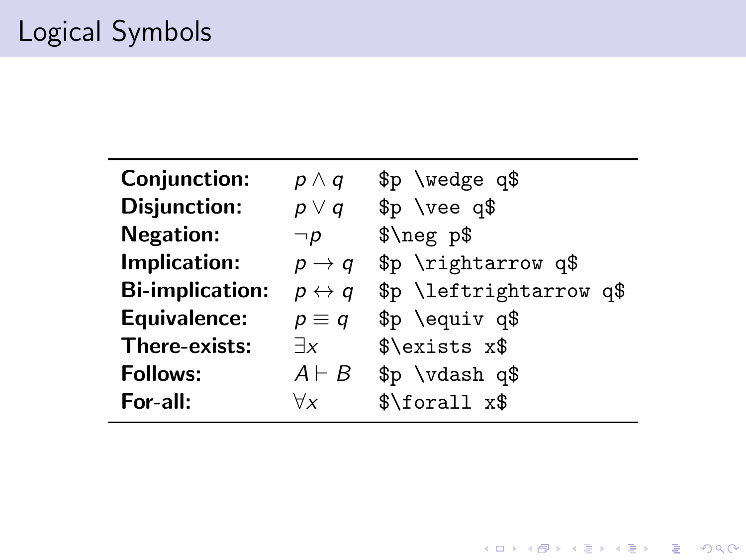# Logical Symbols

| | | |
|---|---|---|
| **Conjunction:** | $p \wedge q$ | `$p \wedge q$` |
| **Disjunction:** | $p \vee q$ | `$p \vee q$` |
| **Negation:** | $\neg p$ | `$\neg p$` |
| **Implication:** | $p \rightarrow q$ | `$p \rightarrow q$` |
| **Bi-implication:** | $p \leftrightarrow q$ | `$p \leftrightarrow q$` |
| **Equivalence:** | $p \equiv q$ | `$p \equiv q$` |
| **There-exists:** | $\exists x$ | `$\exists x$` |
| **Follows:** | $A \vdash B$ | `$p \vdash q$` |
| **For-all:** | $\forall x$ | `$\forall x$` |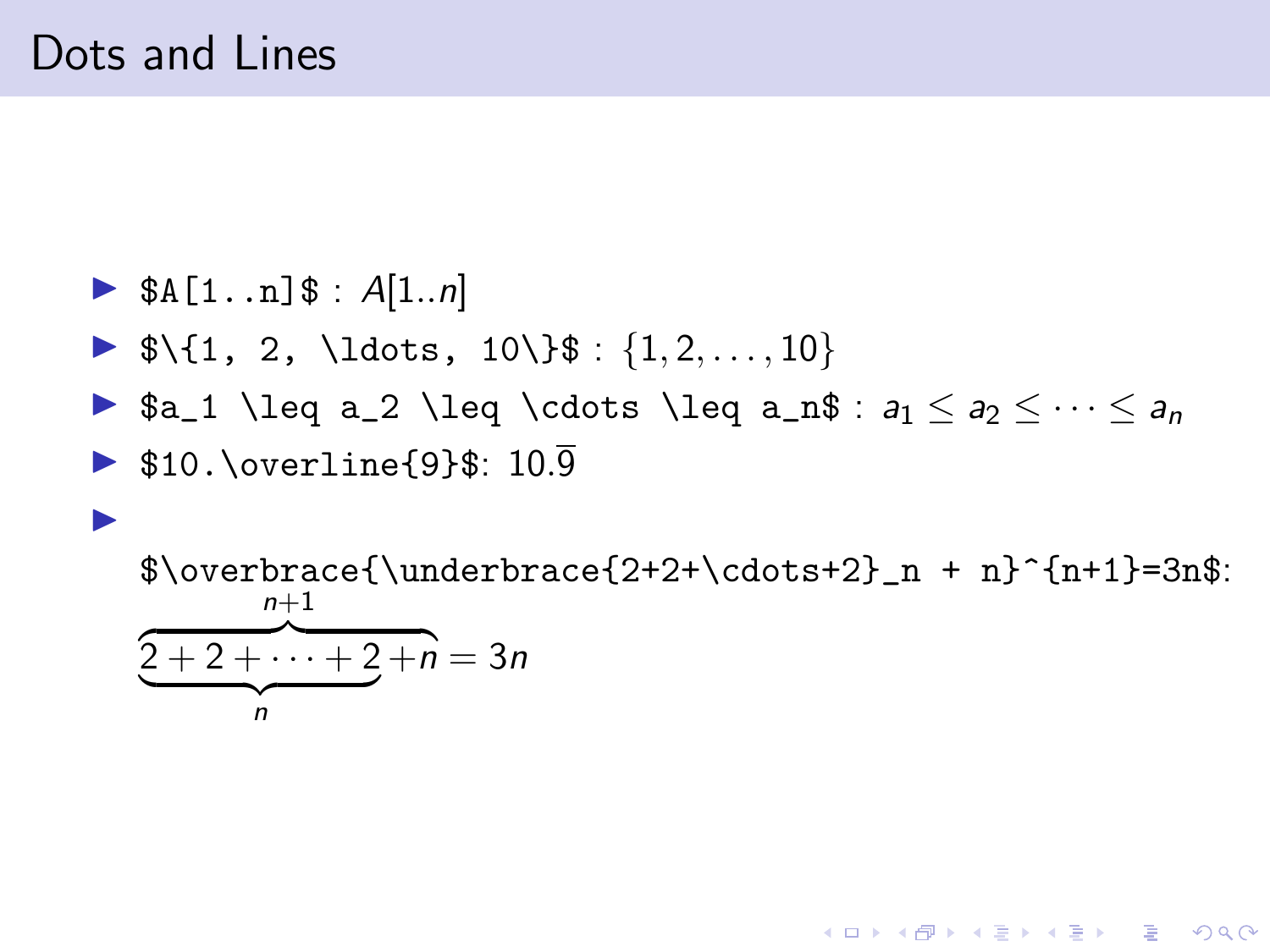# Dots and Lines

- `$A[1..n]$` : $A[1..n]$
- `$\{1, 2, \ldots, 10\}$` : $\{1, 2, \ldots, 10\}$
- `$a_1 \leq a_2 \leq \cdots \leq a_n$` : $a_1 \leq a_2 \leq \cdots \leq a_n$
- `$10.\overline{9}$`: $10.\overline{9}$
- `$\overbrace{\underbrace{2+2+\cdots+2}_n + n}^{n+1}=3n$`: $\overbrace{\underbrace{2+2+\cdots+2}_n + n}^{n+1}=3n$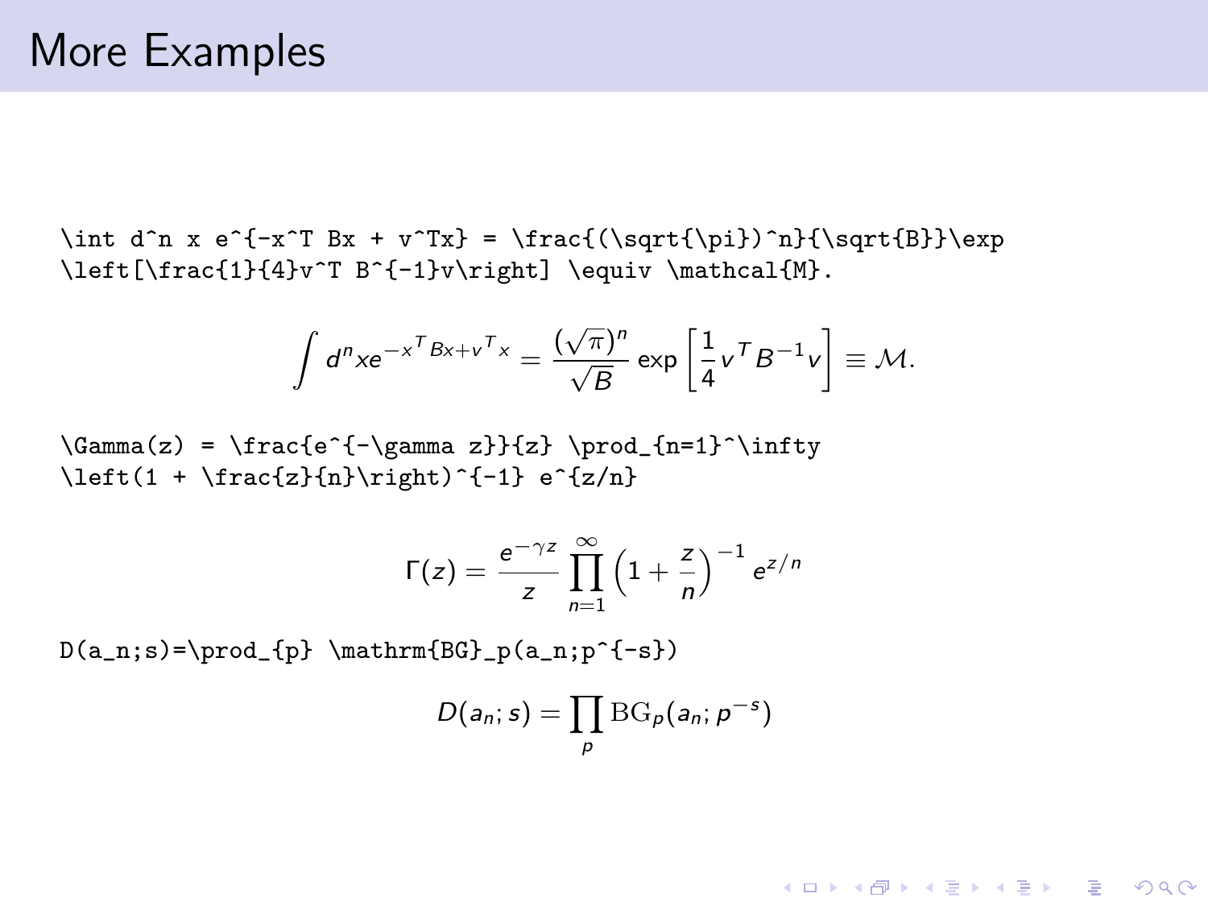# More Examples

```
\int d^n x e^{-x^T Bx + v^Tx} = \frac{(\sqrt{\pi})^n}{\sqrt{B}}\exp
\left[\frac{1}{4}v^T B^{-1}v\right] \equiv \mathcal{M}.
```

$$\int d^n x e^{-x^T Bx + v^Tx} = \frac{(\sqrt{\pi})^n}{\sqrt{B}}\exp \left[\frac{1}{4}v^T B^{-1}v\right] \equiv \mathcal{M}.$$

```
\Gamma(z) = \frac{e^{-\gamma z}}{z} \prod_{n=1}^\infty
\left(1 + \frac{z}{n}\right)^{-1} e^{z/n}
```

$$\Gamma(z) = \frac{e^{-\gamma z}}{z} \prod_{n=1}^\infty \left(1 + \frac{z}{n}\right)^{-1} e^{z/n}$$

```
D(a_n;s)=\prod_{p} \mathrm{BG}_p(a_n;p^{-s})
```

$$D(a_n;s)=\prod_{p} \mathrm{BG}_p(a_n;p^{-s})$$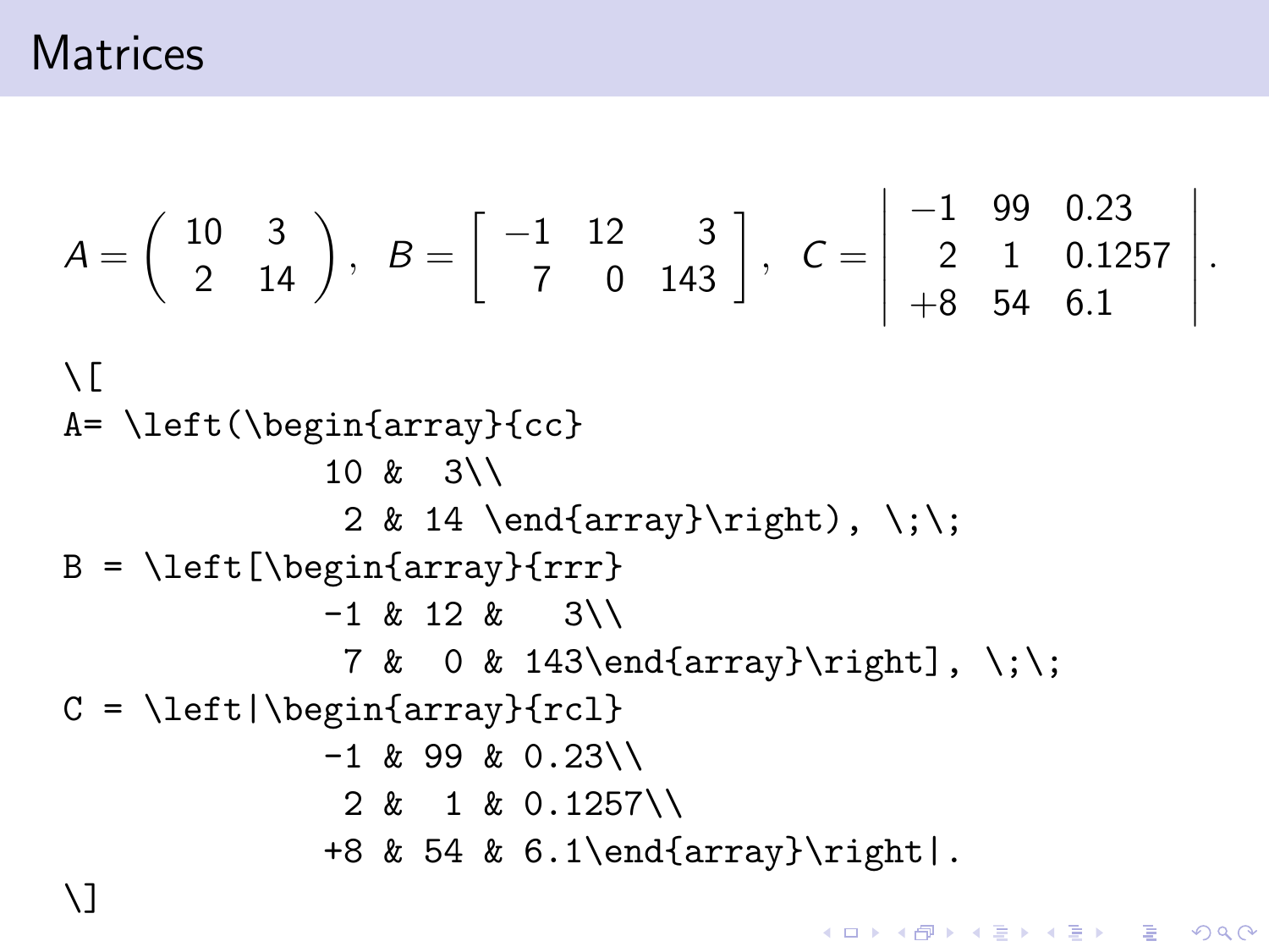# Matrices

$$
A= \left(\begin{array}{cc}
10 & 3\\
2 & 14 \end{array}\right), \;\;
B = \left[\begin{array}{rrr}
-1 & 12 & 3\\
7 & 0 & 143\end{array}\right], \;\;
C = \left|\begin{array}{rcl}
-1 & 99 & 0.23\\
2 & 1 & 0.1257\\
+8 & 54 & 6.1\end{array}\right|.
$$

```
\[
A= \left(\begin{array}{cc}
            10 &  3\\
             2 & 14 \end{array}\right), \;\;
B = \left[\begin{array}{rrr}
            -1 & 12 &   3\\
             7 &  0 & 143\end{array}\right], \;\;
C = \left|\begin{array}{rcl}
            -1 & 99 & 0.23\\
             2 &  1 & 0.1257\\
            +8 & 54 & 6.1\end{array}\right|.
\]
```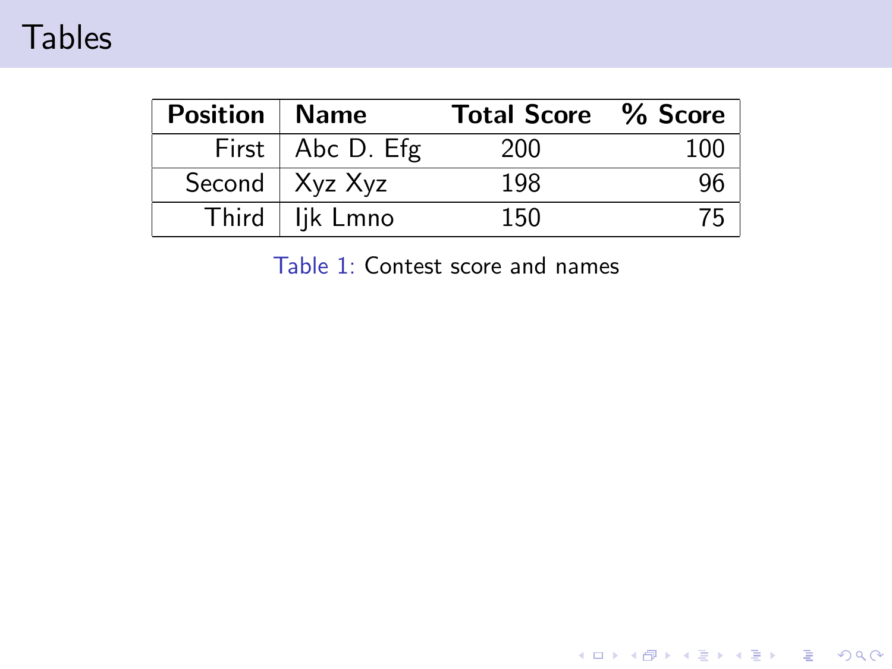# Tables

| **Position** | **Name** | **Total Score** | **% Score** |
|---:|:---|:---:|---:|
| First | Abc D. Efg | 200 | 100 |
| Second | Xyz Xyz | 198 | 96 |
| Third | Ijk Lmno | 150 | 75 |

Table 1: Contest score and names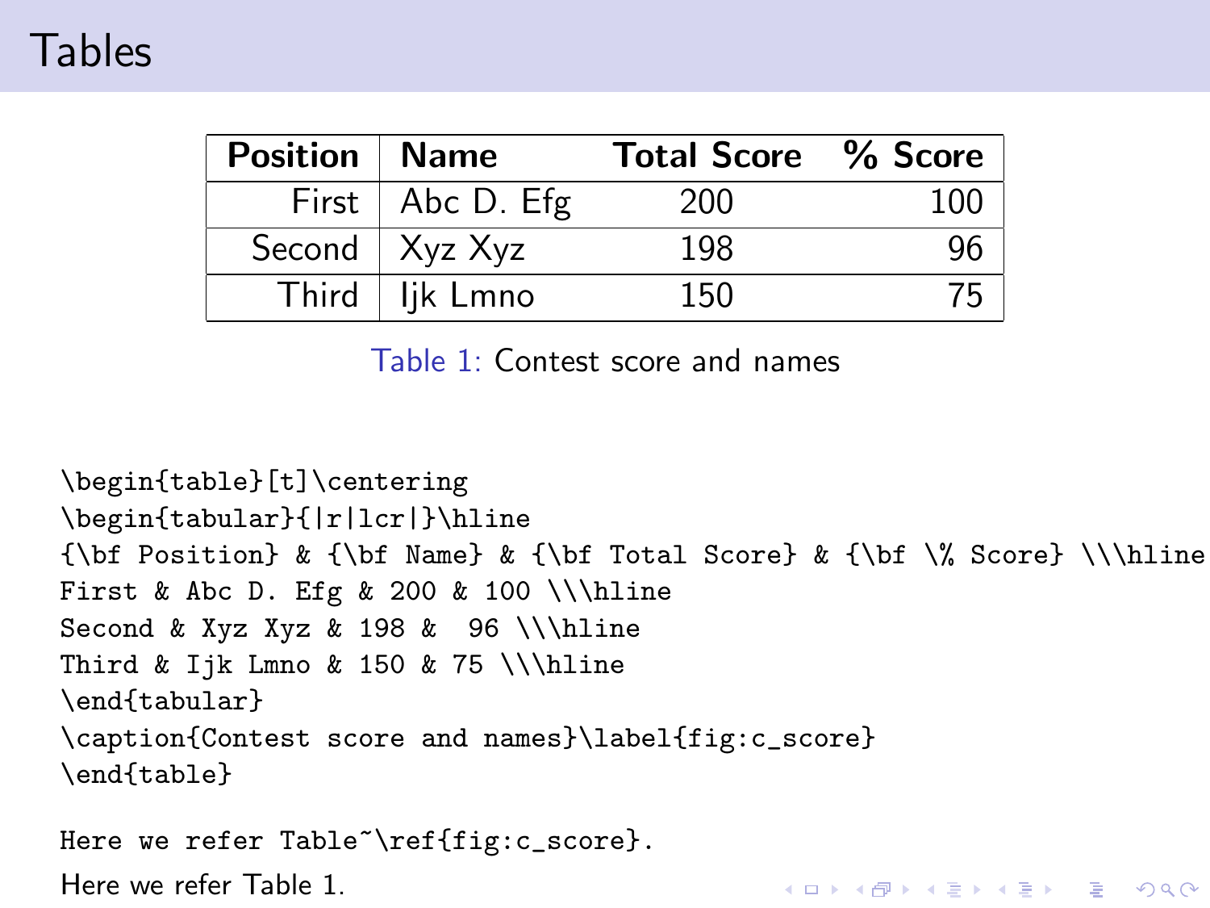# Tables

| **Position** | **Name** | **Total Score** | **% Score** |
|---:|:---|:---:|---:|
| First | Abc D. Efg | 200 | 100 |
| Second | Xyz Xyz | 198 | 96 |
| Third | Ijk Lmno | 150 | 75 |

Table 1: Contest score and names

```
\begin{table}[t]\centering
\begin{tabular}{|r|lcr|}\hline
{\bf Position} & {\bf Name} & {\bf Total Score} & {\bf \% Score} \\\hline
First & Abc D. Efg & 200 & 100 \\\hline
Second & Xyz Xyz & 198 &  96 \\\hline
Third & Ijk Lmno & 150 & 75 \\\hline
\end{tabular}
\caption{Contest score and names}\label{fig:c_score}
\end{table}
```

```
Here we refer Table~\ref{fig:c_score}.
```

Here we refer Table 1.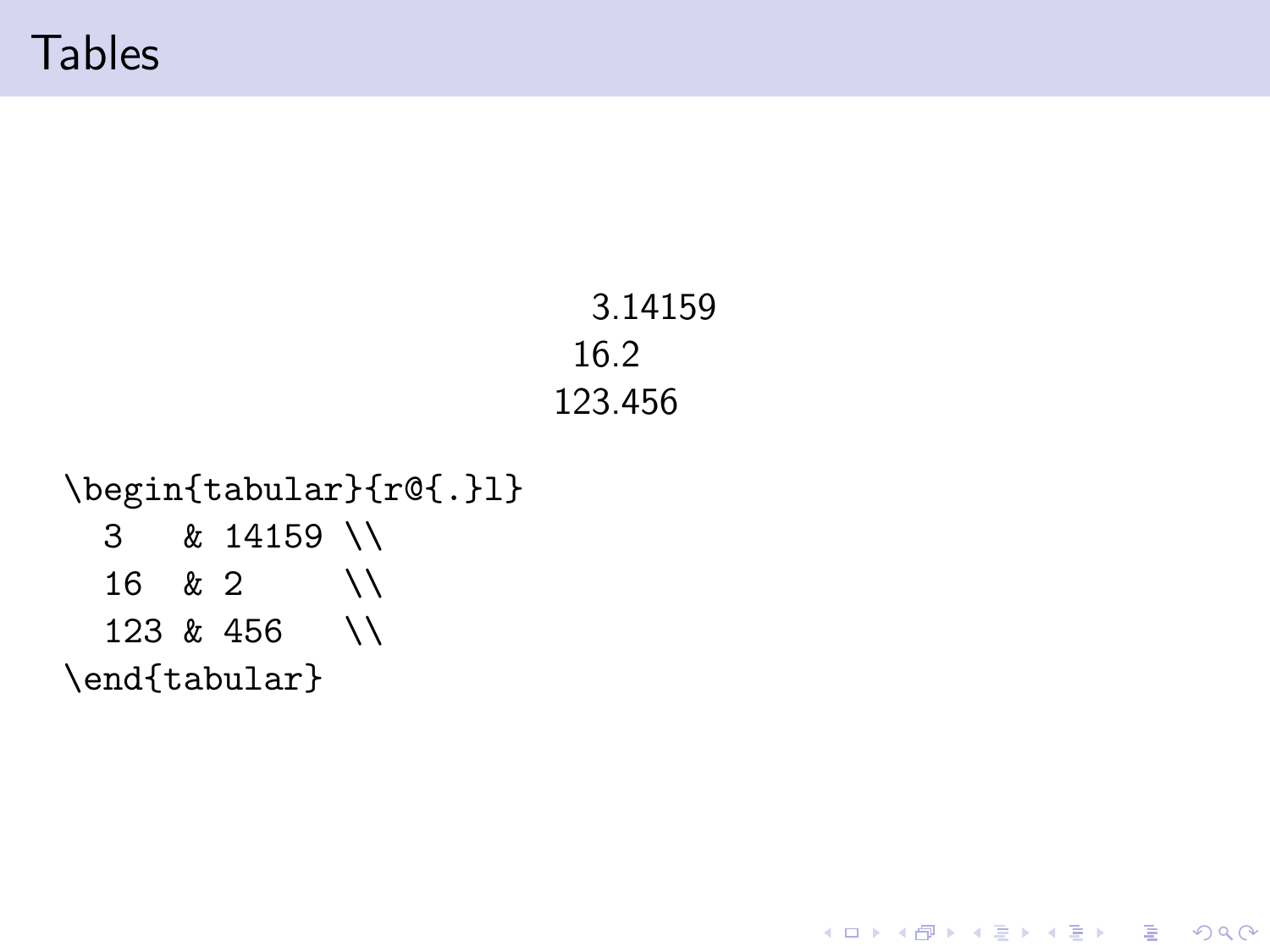# Tables

| | |
|---:|:---|
| 3.14159 | |
| 16.2 | |
| 123.456 | |

```
\begin{tabular}{r@{.}l}
  3   & 14159 \\
  16  & 2     \\
  123 & 456   \\
\end{tabular}
```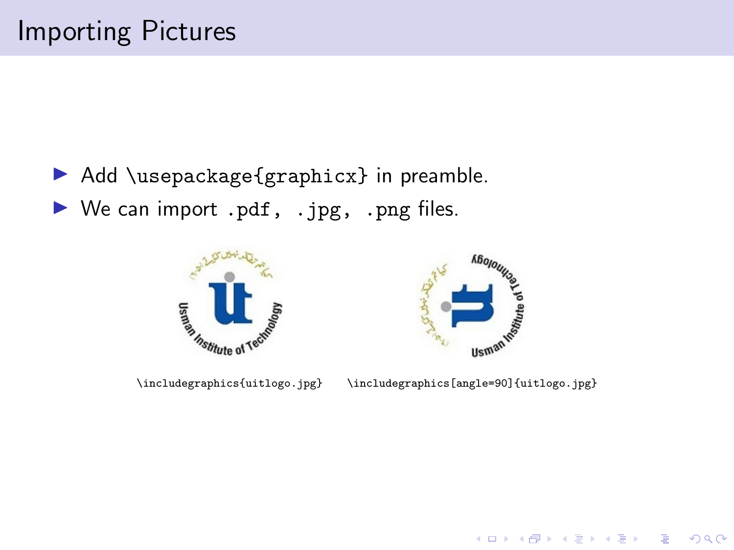# Importing Pictures

- Add `\usepackage{graphicx}` in preamble.
- We can import `.pdf`, `.jpg`, `.png` files.

`\includegraphics{uitlogo.jpg}`

`\includegraphics[angle=90]{uitlogo.jpg}`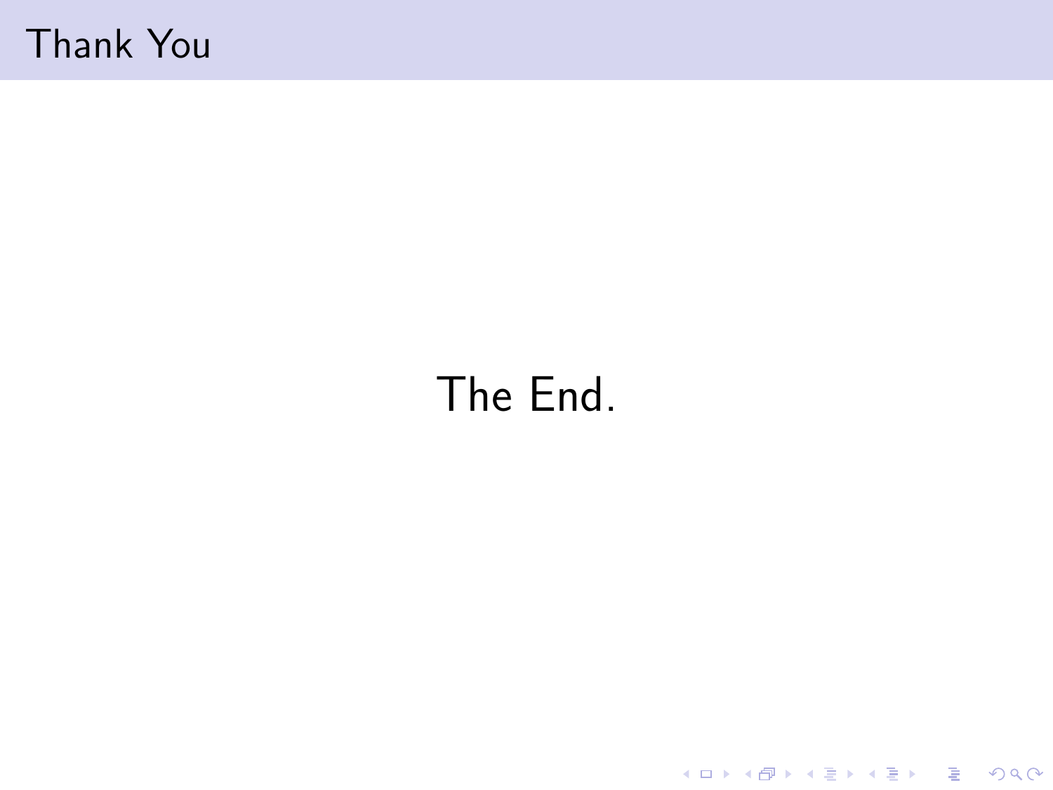# Thank You

The End.